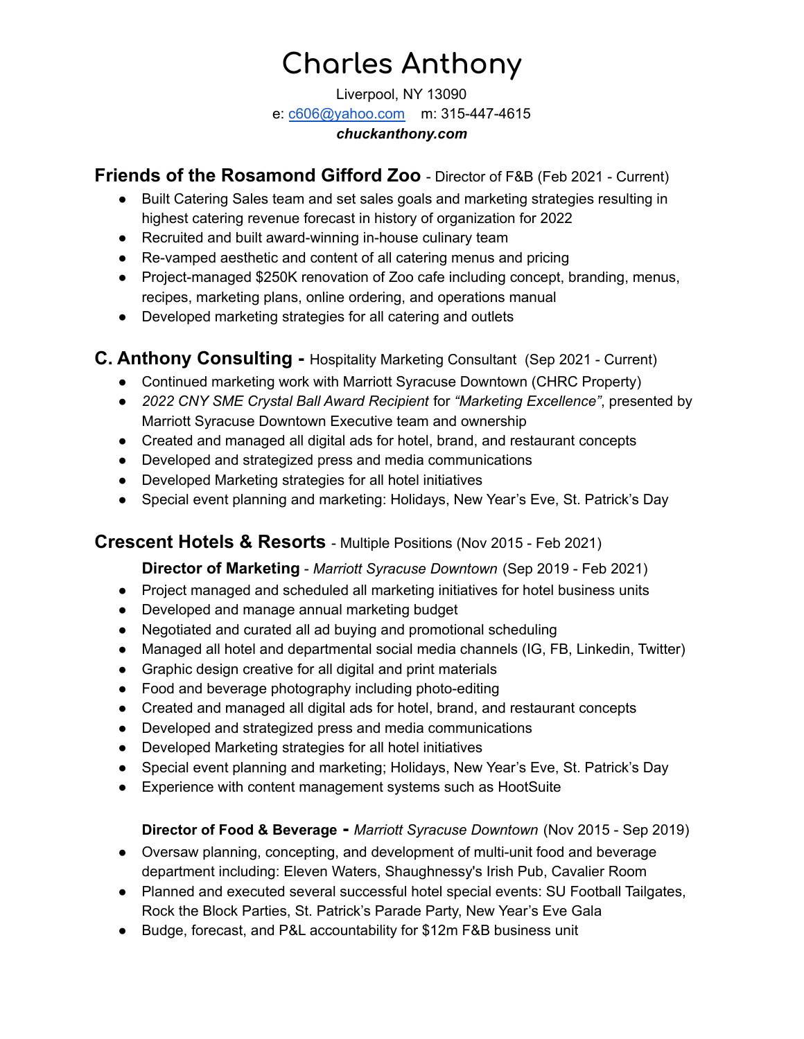# Charles Anthony

Liverpool, NY 13090

e: c606@yahoo.com m: 315-447-4615

***chuckanthony.com***

## **Friends of the Rosamond Gifford Zoo** - Director of F&B (Feb 2021 - Current)

- Built Catering Sales team and set sales goals and marketing strategies resulting in highest catering revenue forecast in history of organization for 2022
- Recruited and built award-winning in-house culinary team
- Re-vamped aesthetic and content of all catering menus and pricing
- Project-managed $250K renovation of Zoo cafe including concept, branding, menus, recipes, marketing plans, online ordering, and operations manual
- Developed marketing strategies for all catering and outlets

## **C. Anthony Consulting -** Hospitality Marketing Consultant (Sep 2021 - Current)

- Continued marketing work with Marriott Syracuse Downtown (CHRC Property)
- *2022 CNY SME Crystal Ball Award Recipient* for *"Marketing Excellence"*, presented by Marriott Syracuse Downtown Executive team and ownership
- Created and managed all digital ads for hotel, brand, and restaurant concepts
- Developed and strategized press and media communications
- Developed Marketing strategies for all hotel initiatives
- Special event planning and marketing: Holidays, New Year's Eve, St. Patrick's Day

## **Crescent Hotels & Resorts** - Multiple Positions (Nov 2015 - Feb 2021)

**Director of Marketing** - *Marriott Syracuse Downtown* (Sep 2019 - Feb 2021)

- Project managed and scheduled all marketing initiatives for hotel business units
- Developed and manage annual marketing budget
- Negotiated and curated all ad buying and promotional scheduling
- Managed all hotel and departmental social media channels (IG, FB, Linkedin, Twitter)
- Graphic design creative for all digital and print materials
- Food and beverage photography including photo-editing
- Created and managed all digital ads for hotel, brand, and restaurant concepts
- Developed and strategized press and media communications
- Developed Marketing strategies for all hotel initiatives
- Special event planning and marketing; Holidays, New Year's Eve, St. Patrick's Day
- Experience with content management systems such as HootSuite

**Director of Food & Beverage -** *Marriott Syracuse Downtown* (Nov 2015 - Sep 2019)

- Oversaw planning, concepting, and development of multi-unit food and beverage department including: Eleven Waters, Shaughnessy's Irish Pub, Cavalier Room
- Planned and executed several successful hotel special events: SU Football Tailgates, Rock the Block Parties, St. Patrick's Parade Party, New Year's Eve Gala
- Budge, forecast, and P&L accountability for $12m F&B business unit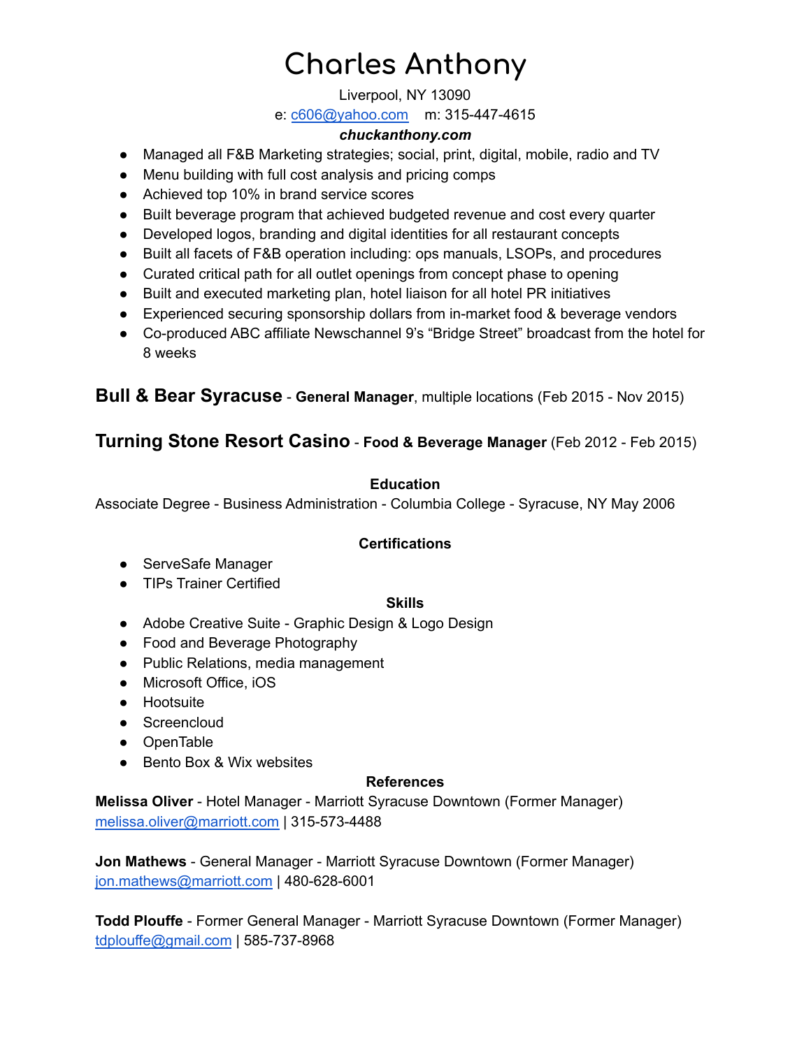# Charles Anthony

Liverpool, NY 13090

e: c606@yahoo.com m: 315-447-4615

***chuckanthony.com***

- Managed all F&B Marketing strategies; social, print, digital, mobile, radio and TV
- Menu building with full cost analysis and pricing comps
- Achieved top 10% in brand service scores
- Built beverage program that achieved budgeted revenue and cost every quarter
- Developed logos, branding and digital identities for all restaurant concepts
- Built all facets of F&B operation including: ops manuals, LSOPs, and procedures
- Curated critical path for all outlet openings from concept phase to opening
- Built and executed marketing plan, hotel liaison for all hotel PR initiatives
- Experienced securing sponsorship dollars from in-market food & beverage vendors
- Co-produced ABC affiliate Newschannel 9's "Bridge Street" broadcast from the hotel for 8 weeks

## Bull & Bear Syracuse - **General Manager**, multiple locations (Feb 2015 - Nov 2015)

## Turning Stone Resort Casino - **Food & Beverage Manager** (Feb 2012 - Feb 2015)

### Education

Associate Degree - Business Administration - Columbia College - Syracuse, NY May 2006

### Certifications

- ServeSafe Manager
- TIPs Trainer Certified

### Skills

- Adobe Creative Suite - Graphic Design & Logo Design
- Food and Beverage Photography
- Public Relations, media management
- Microsoft Office, iOS
- Hootsuite
- Screencloud
- OpenTable
- Bento Box & Wix websites

### References

**Melissa Oliver** - Hotel Manager - Marriott Syracuse Downtown (Former Manager)
melissa.oliver@marriott.com | 315-573-4488

**Jon Mathews** - General Manager - Marriott Syracuse Downtown (Former Manager)
jon.mathews@marriott.com | 480-628-6001

**Todd Plouffe** - Former General Manager - Marriott Syracuse Downtown (Former Manager)
tdplouffe@gmail.com | 585-737-8968